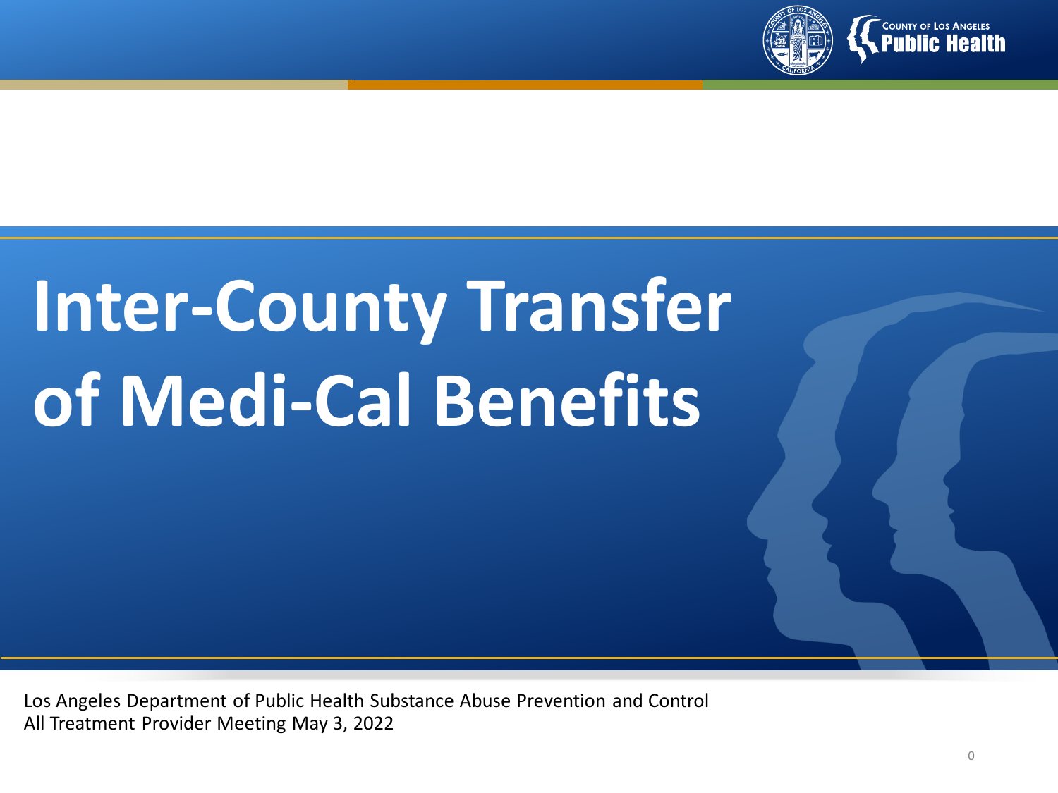# Inter-County Transfer of Medi-Cal Benefits

Los Angeles Department of Public Health Substance Abuse Prevention and Control
All Treatment Provider Meeting May 3, 2022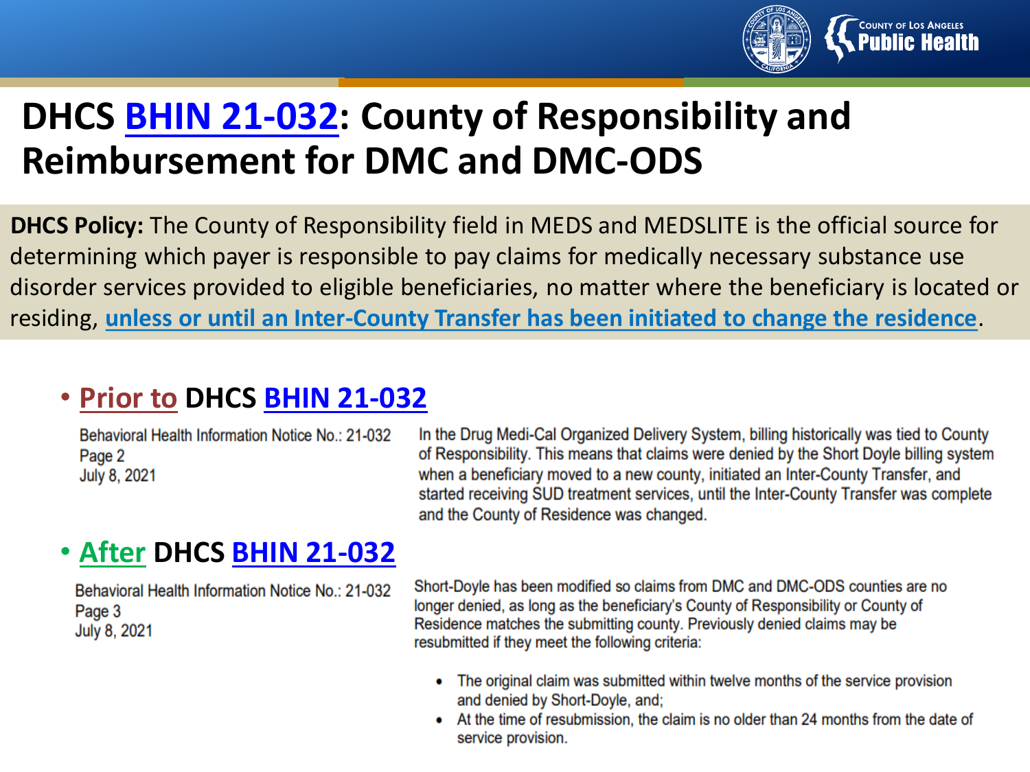# DHCS BHIN 21-032: County of Responsibility and Reimbursement for DMC and DMC-ODS

**DHCS Policy:** The County of Responsibility field in MEDS and MEDSLITE is the official source for determining which payer is responsible to pay claims for medically necessary substance use disorder services provided to eligible beneficiaries, no matter where the beneficiary is located or residing, **unless or until an Inter-County Transfer has been initiated to change the residence**.

- **Prior to** DHCS **BHIN 21-032**

Behavioral Health Information Notice No.: 21-032
Page 2
July 8, 2021

In the Drug Medi-Cal Organized Delivery System, billing historically was tied to County of Responsibility. This means that claims were denied by the Short Doyle billing system when a beneficiary moved to a new county, initiated an Inter-County Transfer, and started receiving SUD treatment services, until the Inter-County Transfer was complete and the County of Residence was changed.

- **After** DHCS **BHIN 21-032**

Behavioral Health Information Notice No.: 21-032
Page 3
July 8, 2021

Short-Doyle has been modified so claims from DMC and DMC-ODS counties are no longer denied, as long as the beneficiary's County of Responsibility or County of Residence matches the submitting county. Previously denied claims may be resubmitted if they meet the following criteria:

- The original claim was submitted within twelve months of the service provision and denied by Short-Doyle, and;
- At the time of resubmission, the claim is no older than 24 months from the date of service provision.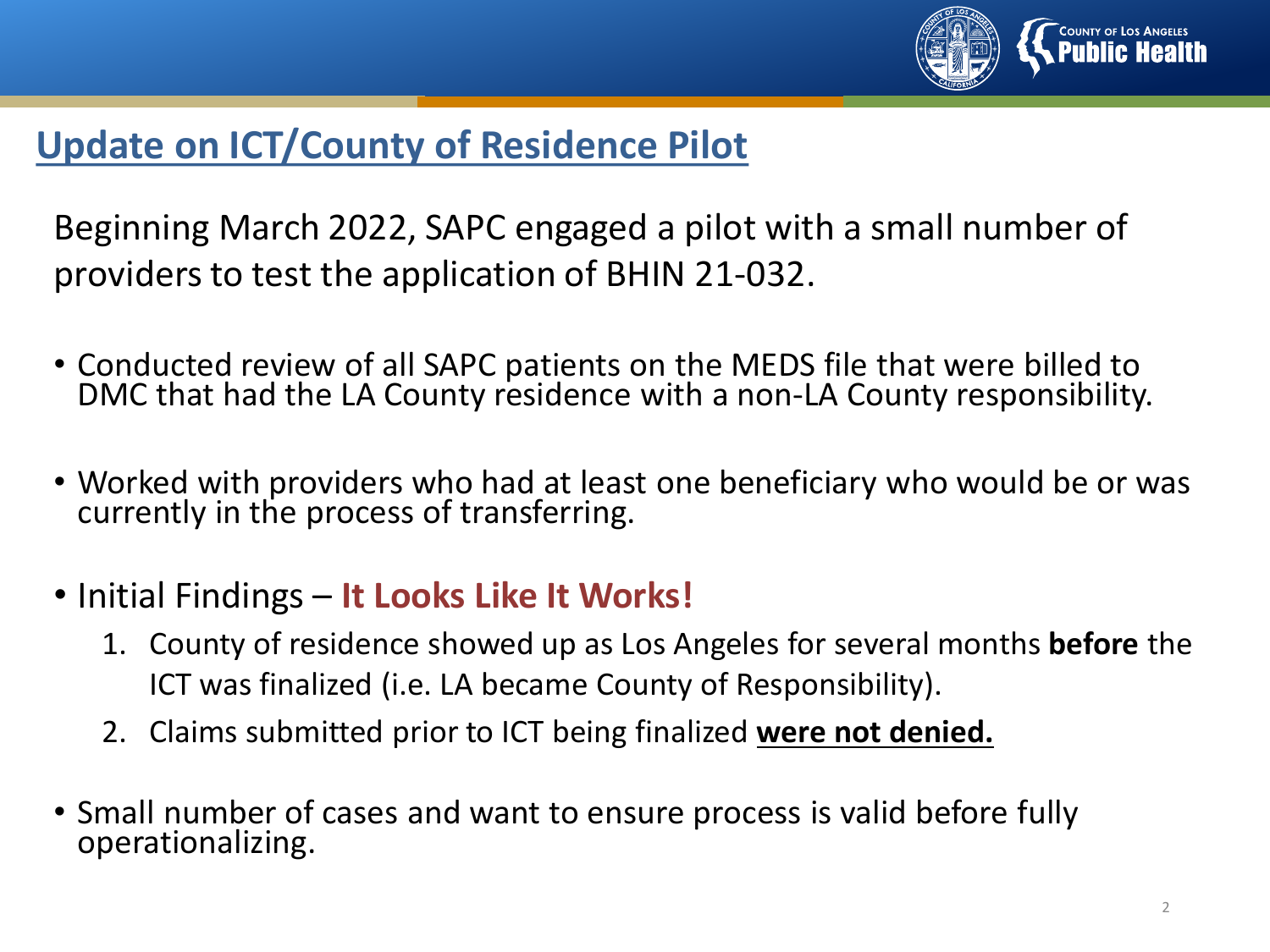## Update on ICT/County of Residence Pilot

Beginning March 2022, SAPC engaged a pilot with a small number of providers to test the application of BHIN 21-032.

- Conducted review of all SAPC patients on the MEDS file that were billed to DMC that had the LA County residence with a non-LA County responsibility.
- Worked with providers who had at least one beneficiary who would be or was currently in the process of transferring.
- Initial Findings – **It Looks Like It Works!**
  1. County of residence showed up as Los Angeles for several months **before** the ICT was finalized (i.e. LA became County of Responsibility).
  2. Claims submitted prior to ICT being finalized **were not denied.**
- Small number of cases and want to ensure process is valid before fully operationalizing.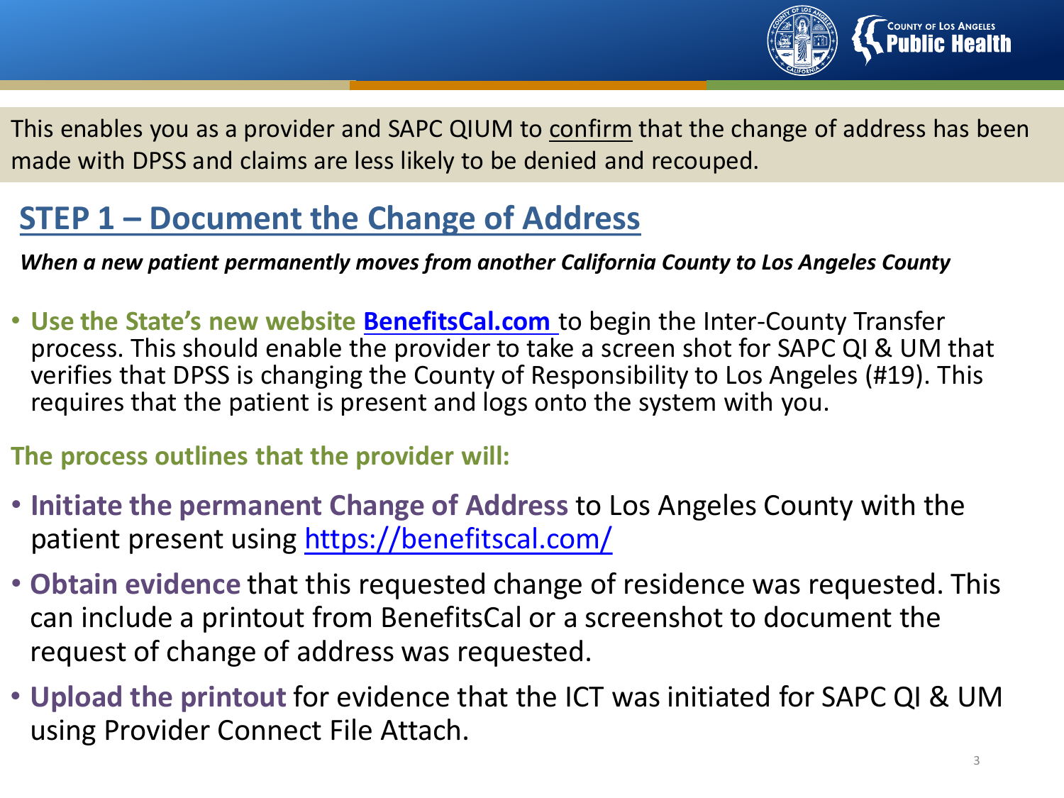This enables you as a provider and SAPC QIUM to confirm that the change of address has been made with DPSS and claims are less likely to be denied and recouped.

## STEP 1 – Document the Change of Address

***When a new patient permanently moves from another California County to Los Angeles County***

- **Use the State's new website [BenefitsCal.com](https://benefitscal.com/)** to begin the Inter-County Transfer process. This should enable the provider to take a screen shot for SAPC QI & UM that verifies that DPSS is changing the County of Responsibility to Los Angeles (#19). This requires that the patient is present and logs onto the system with you.

**The process outlines that the provider will:**

- **Initiate the permanent Change of Address** to Los Angeles County with the patient present using https://benefitscal.com/
- **Obtain evidence** that this requested change of residence was requested. This can include a printout from BenefitsCal or a screenshot to document the request of change of address was requested.
- **Upload the printout** for evidence that the ICT was initiated for SAPC QI & UM using Provider Connect File Attach.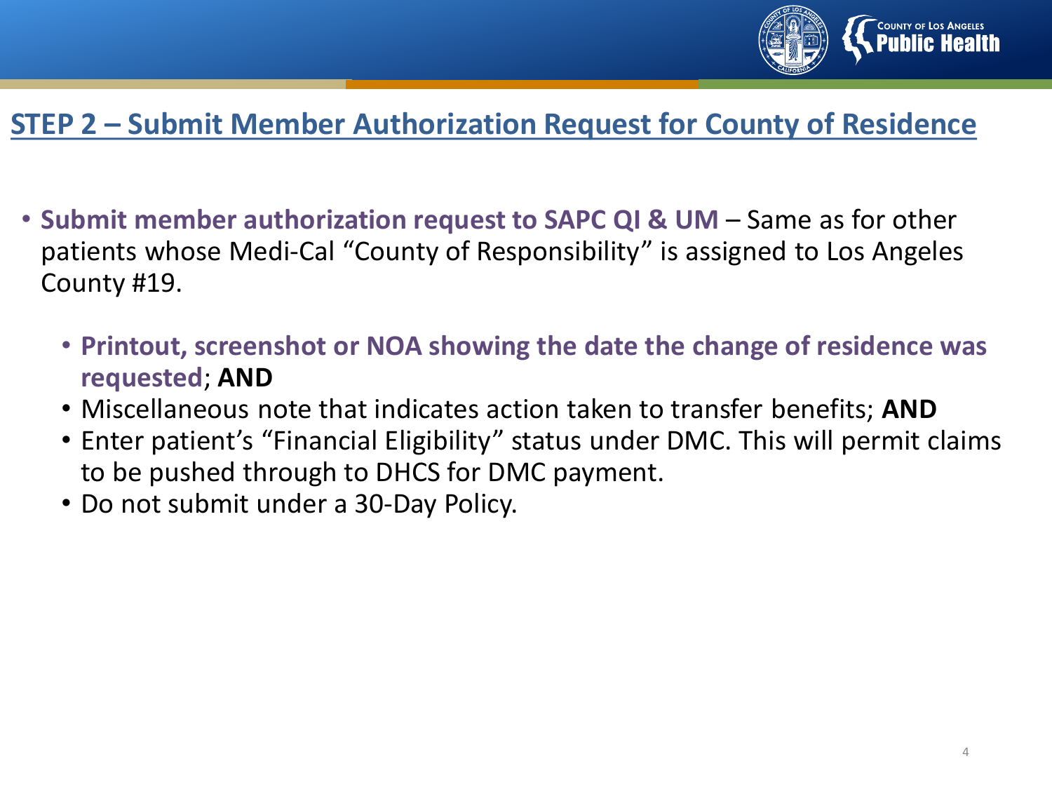## STEP 2 – Submit Member Authorization Request for County of Residence

- **Submit member authorization request to SAPC QI & UM** – Same as for other patients whose Medi-Cal "County of Responsibility" is assigned to Los Angeles County #19.
  - **Printout, screenshot or NOA showing the date the change of residence was requested**; **AND**
  - Miscellaneous note that indicates action taken to transfer benefits; **AND**
  - Enter patient's "Financial Eligibility" status under DMC. This will permit claims to be pushed through to DHCS for DMC payment.
  - Do not submit under a 30-Day Policy.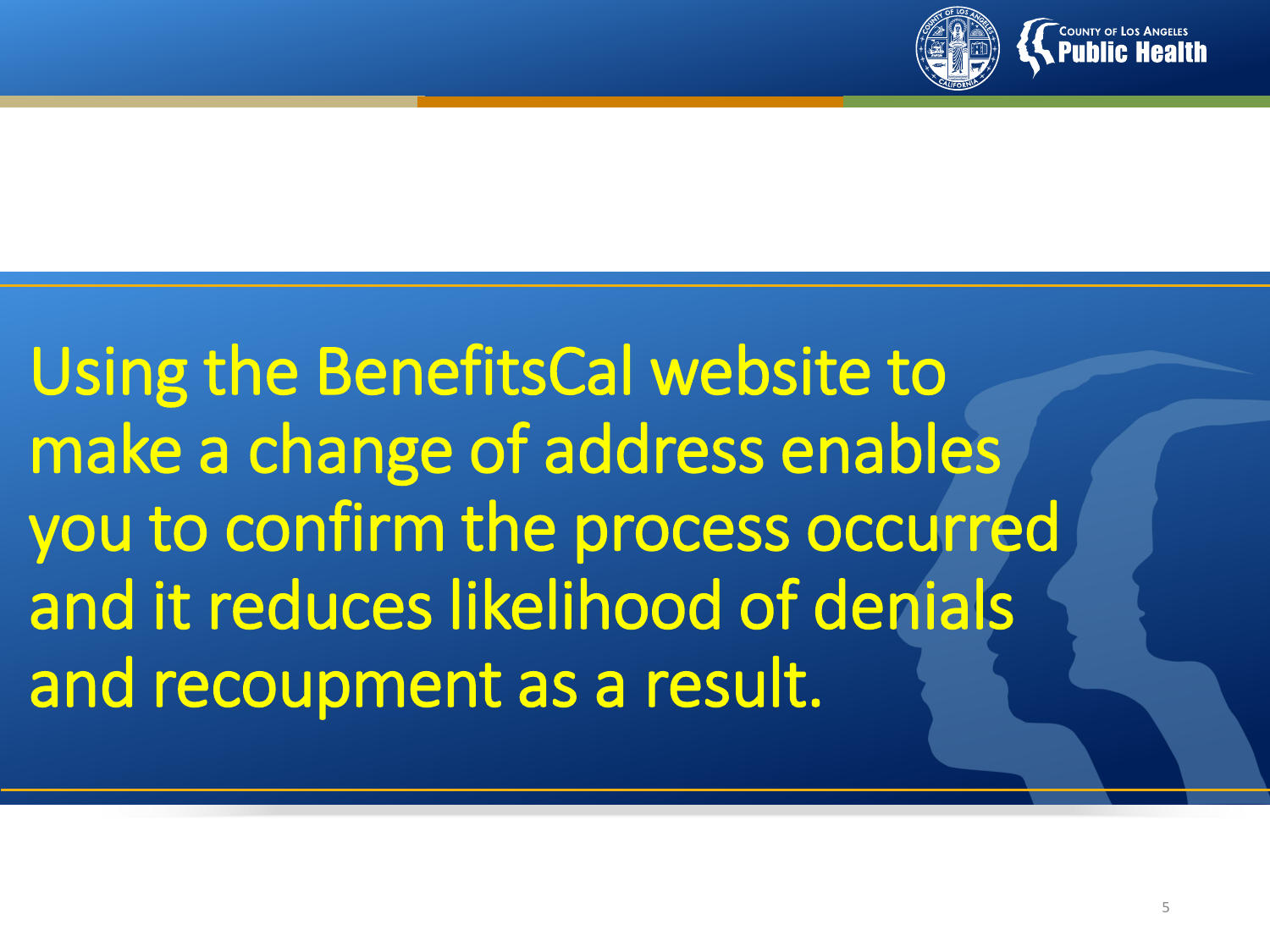Using the BenefitsCal website to make a change of address enables you to confirm the process occurred and it reduces likelihood of denials and recoupment as a result.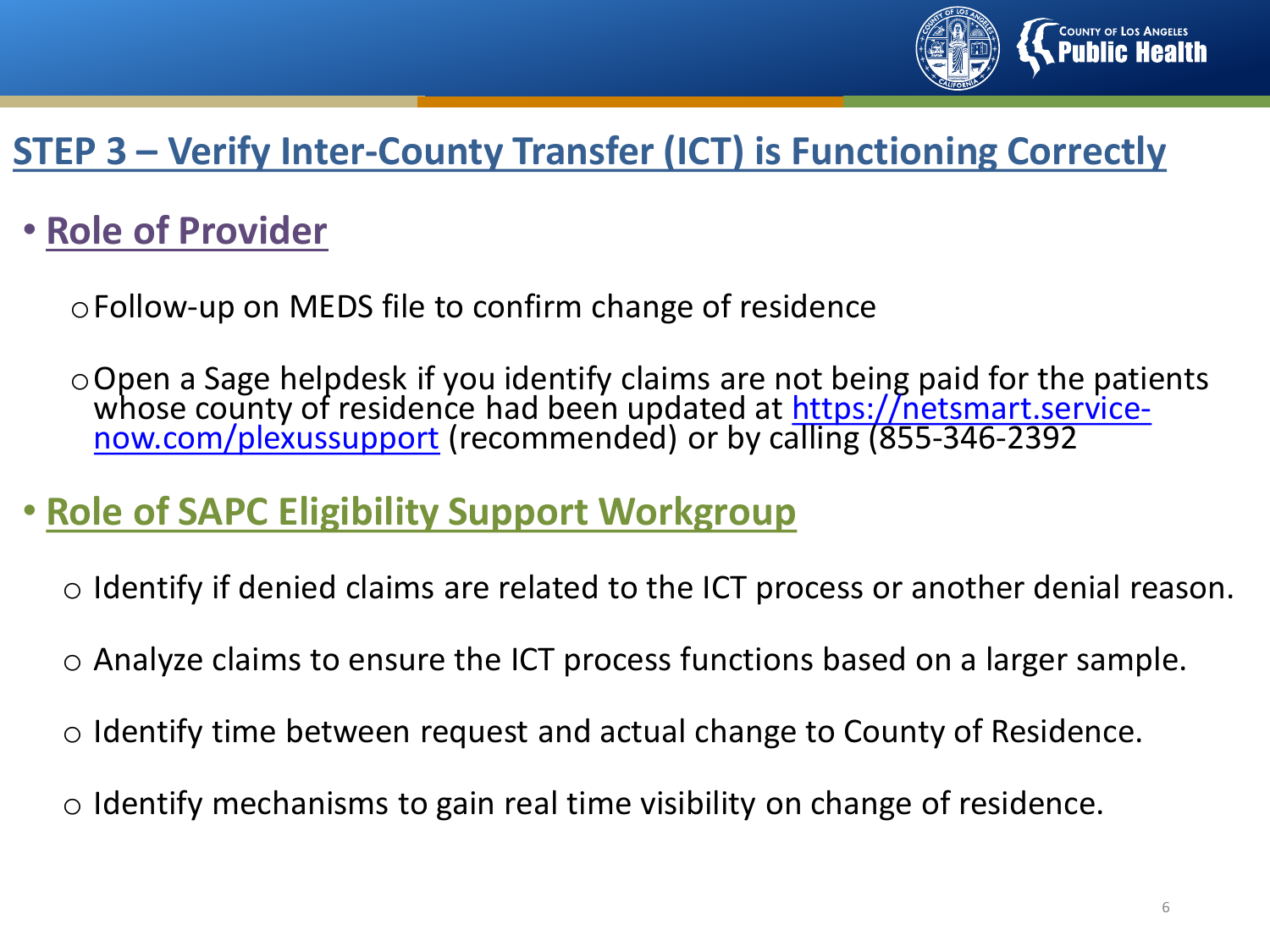## STEP 3 – Verify Inter-County Transfer (ICT) is Functioning Correctly

- **Role of Provider**
  - Follow-up on MEDS file to confirm change of residence
  - Open a Sage helpdesk if you identify claims are not being paid for the patients whose county of residence had been updated at [https://netsmart.service-now.com/plexussupport](https://netsmart.service-now.com/plexussupport) (recommended) or by calling (855-346-2392
- **Role of SAPC Eligibility Support Workgroup**
  - Identify if denied claims are related to the ICT process or another denial reason.
  - Analyze claims to ensure the ICT process functions based on a larger sample.
  - Identify time between request and actual change to County of Residence.
  - Identify mechanisms to gain real time visibility on change of residence.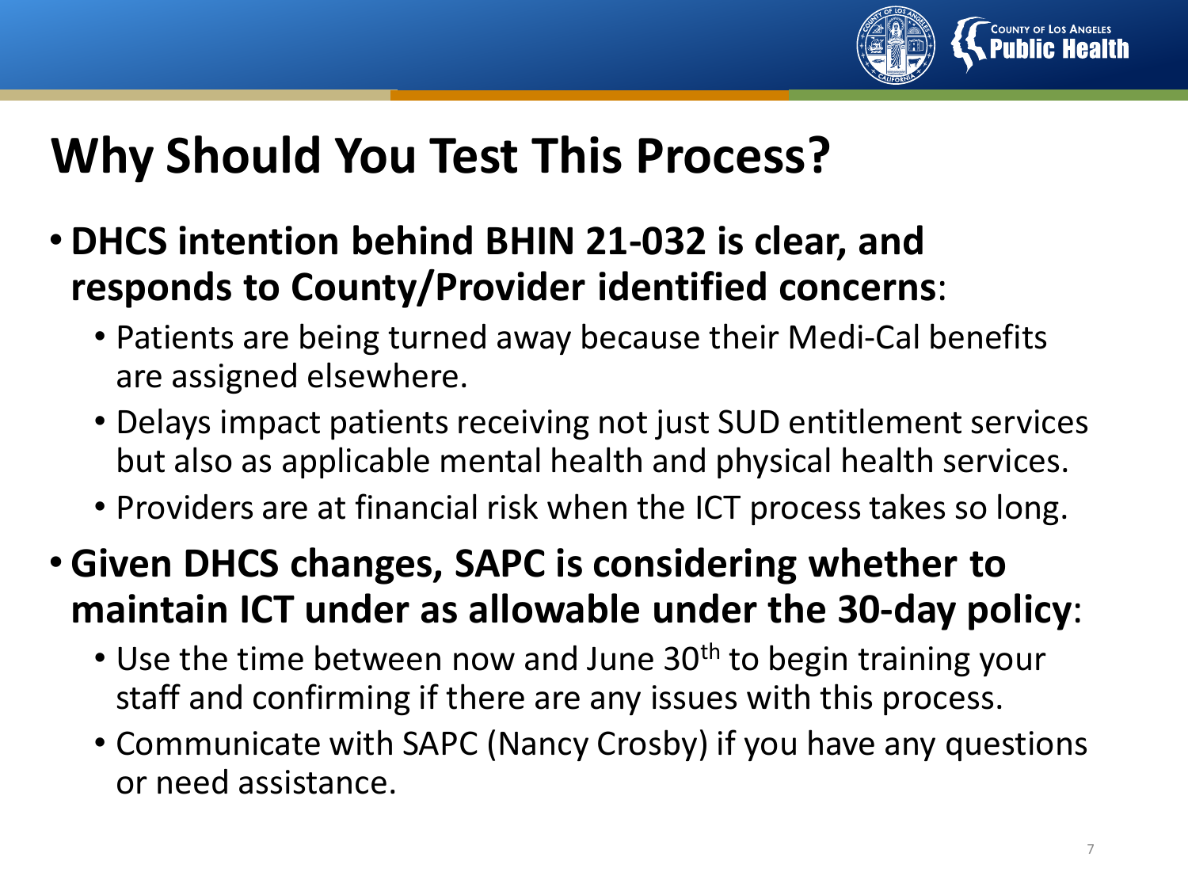# Why Should You Test This Process?

- **DHCS intention behind BHIN 21-032 is clear, and responds to County/Provider identified concerns**:
  - Patients are being turned away because their Medi-Cal benefits are assigned elsewhere.
  - Delays impact patients receiving not just SUD entitlement services but also as applicable mental health and physical health services.
  - Providers are at financial risk when the ICT process takes so long.
- **Given DHCS changes, SAPC is considering whether to maintain ICT under as allowable under the 30-day policy**:
  - Use the time between now and June 30th to begin training your staff and confirming if there are any issues with this process.
  - Communicate with SAPC (Nancy Crosby) if you have any questions or need assistance.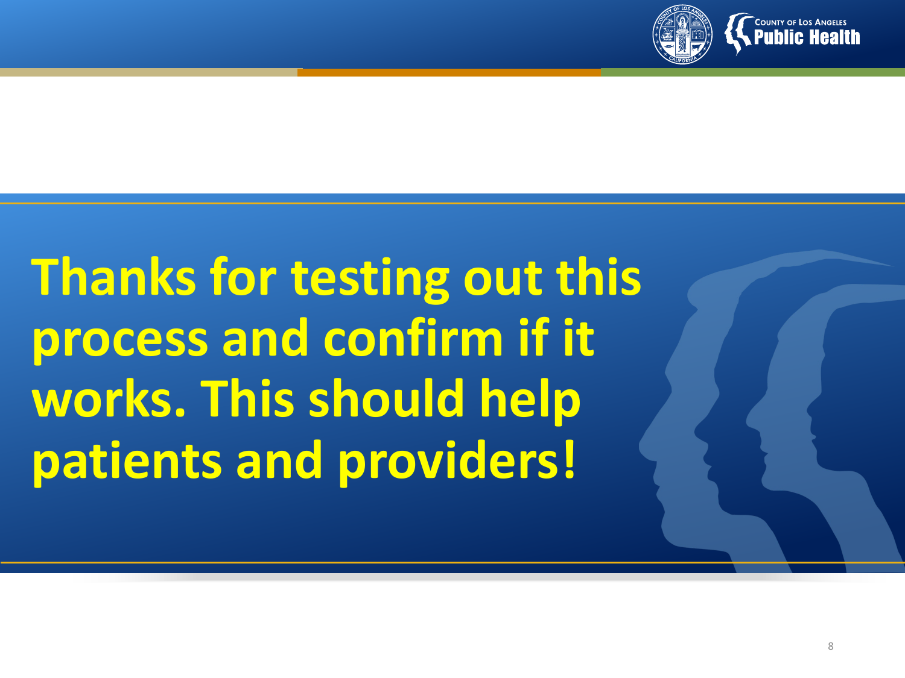# Thanks for testing out this process and confirm if it works. This should help patients and providers!